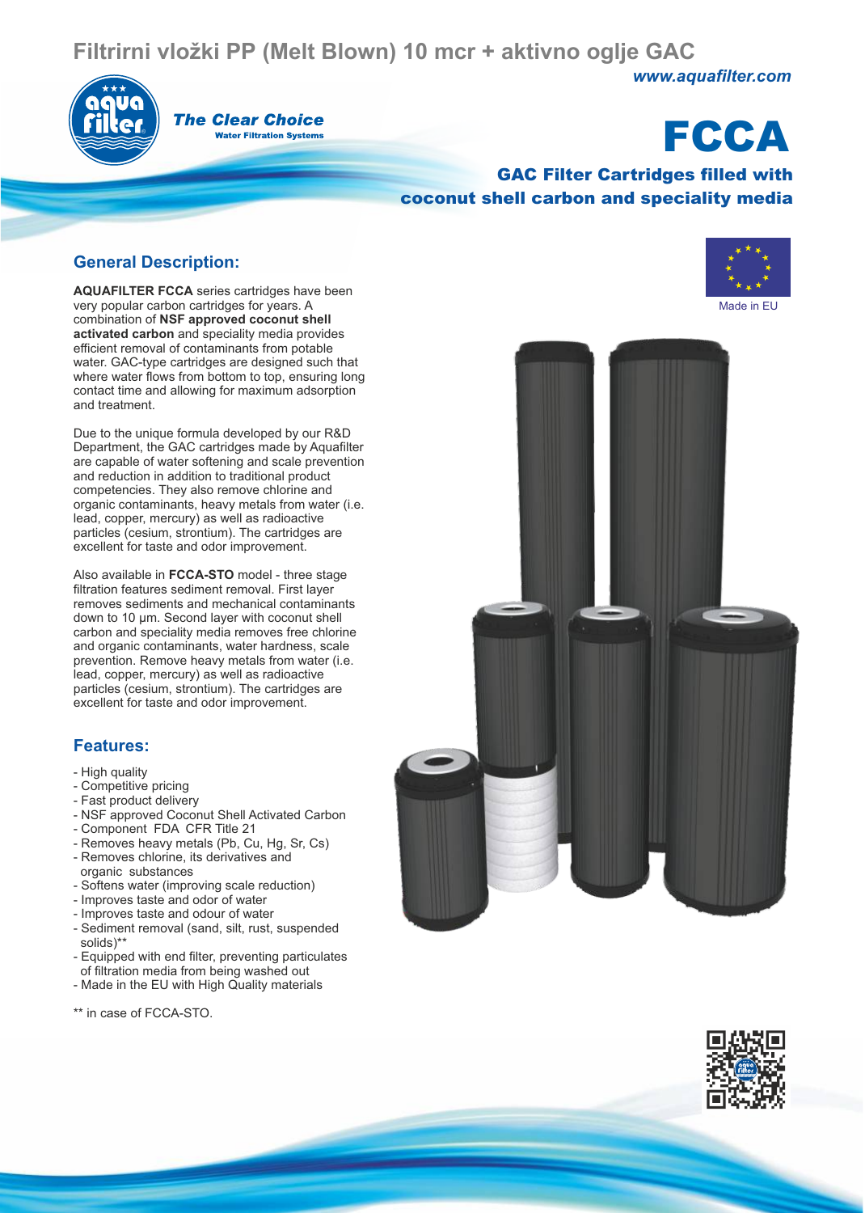# Filtrirni vložki PP (Melt Blown) 10 mcr + aktivno oglje GAC

*www.aquafilter.com*

**The Clear Choice**
Water Filtration Systems

# FCCA

## GAC Filter Cartridges filled with coconut shell carbon and speciality media

Made in EU

## General Description:

**AQUAFILTER FCCA** series cartridges have been very popular carbon cartridges for years. A combination of **NSF approved coconut shell activated carbon** and speciality media provides efficient removal of contaminants from potable water. GAC-type cartridges are designed such that where water flows from bottom to top, ensuring long contact time and allowing for maximum adsorption and treatment.

Due to the unique formula developed by our R&D Department, the GAC cartridges made by Aquafilter are capable of water softening and scale prevention and reduction in addition to traditional product competencies. They also remove chlorine and organic contaminants, heavy metals from water (i.e. lead, copper, mercury) as well as radioactive particles (cesium, strontium). The cartridges are excellent for taste and odor improvement.

Also available in **FCCA-STO** model - three stage filtration features sediment removal. First layer removes sediments and mechanical contaminants down to 10 µm. Second layer with coconut shell carbon and speciality media removes free chlorine and organic contaminants, water hardness, scale prevention. Remove heavy metals from water (i.e. lead, copper, mercury) as well as radioactive particles (cesium, strontium). The cartridges are excellent for taste and odor improvement.

## Features:

- High quality
- Competitive pricing
- Fast product delivery
- NSF approved Coconut Shell Activated Carbon
- Component FDA CFR Title 21
- Removes heavy metals (Pb, Cu, Hg, Sr, Cs)
- Removes chlorine, its derivatives and organic substances
- Softens water (improving scale reduction)
- Improves taste and odor of water
- Improves taste and odour of water
- Sediment removal (sand, silt, rust, suspended solids)**
- Equipped with end filter, preventing particulates of filtration media from being washed out
- Made in the EU with High Quality materials

** in case of FCCA-STO.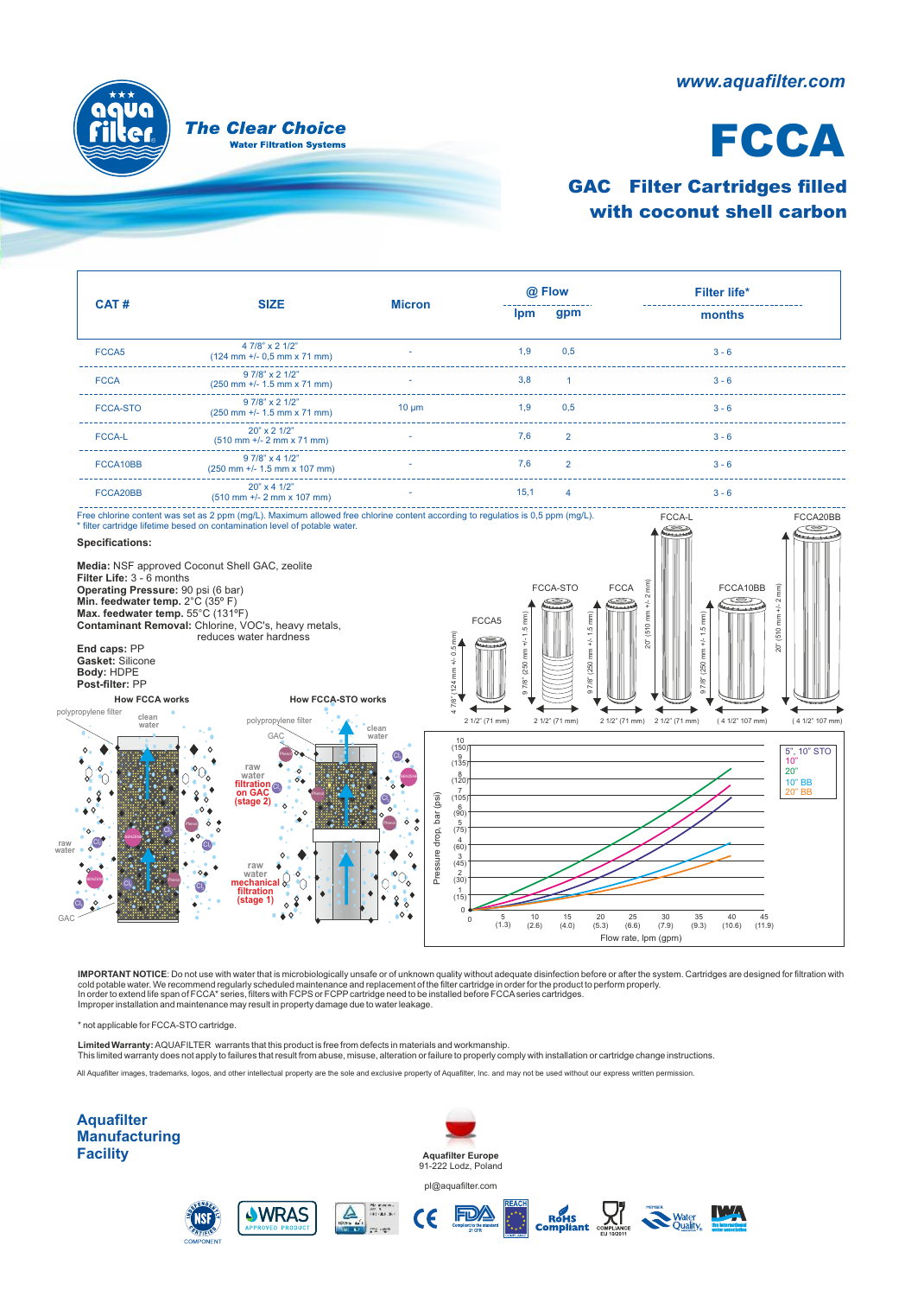www.aquafilter.com

# FCCA

## GAC Filter Cartridges filled with coconut shell carbon

The Clear Choice
Water Filtration Systems

| CAT # | SIZE | Micron | @ Flow lpm | @ Flow gpm | Filter life* months |
|---|---|---|---|---|---|
| FCCA5 | 4 7/8" x 2 1/2" (124 mm +/- 0,5 mm x 71 mm) | - | 1,9 | 0,5 | 3 - 6 |
| FCCA | 9 7/8" x 2 1/2" (250 mm +/- 1.5 mm x 71 mm) | - | 3,8 | 1 | 3 - 6 |
| FCCA-STO | 9 7/8" x 2 1/2" (250 mm +/- 1.5 mm x 71 mm) | 10 µm | 1,9 | 0,5 | 3 - 6 |
| FCCA-L | 20" x 2 1/2" (510 mm +/- 2 mm x 71 mm) | - | 7,6 | 2 | 3 - 6 |
| FCCA10BB | 9 7/8" x 4 1/2" (250 mm +/- 1.5 mm x 107 mm) | - | 7,6 | 2 | 3 - 6 |
| FCCA20BB | 20" x 4 1/2" (510 mm +/- 2 mm x 107 mm) | - | 15,1 | 4 | 3 - 6 |

Free chlorine content was set as 2 ppm (mg/L). Maximum allowed free chlorine content according to regulatios is 0,5 ppm (mg/L).
* filter cartridge lifetime based on contamination level of potable water.

**Specifications:**

**Media:** NSF approved Coconut Shell GAC, zeolite
**Filter Life:** 3 - 6 months
**Operating Pressure:** 90 psi (6 bar)
**Min. feedwater temp.** 2°C (35º F)
**Max. feedwater temp.** 55°C (131ºF)
**Contaminant Removal:** Chlorine, VOC's, heavy metals, reduces water hardness
**End caps:** PP
**Gasket:** Silicone
**Body:** HDPE
**Post-filter:** PP

How FCCA works
polypropylene filter
clean water
raw water
GAC

How FCCA-STO works
polypropylene filter
GAC
clean water
raw water filtration on GAC (stage 2)
raw water mechanical filtration (stage 1)

FCCA5 4 7/8" (124 mm +/- 0.5 mm) 2 1/2" (71 mm)
FCCA-STO 9 7/8" (250 mm +/- 1.5 mm) 2 1/2" (71 mm)
FCCA 9 7/8" (250 mm +/- 1.5 mm) 2 1/2" (71 mm)
FCCA-L 20" (510 mm +/- 2 mm) 2 1/2" (71 mm)
FCCA10BB 9 7/8" (250 mm +/- 1.5 mm) ( 4 1/2" 107 mm)
FCCA20BB 20" (510 mm +/- 2 mm) ( 4 1/2" 107 mm)

Pressure drop, bar (psi)
10 (150), 9 (135), 8 (120), 7 (105), 6 (90), 5 (75), 4 (60), 3 (45), 2 (30), 1 (15), 0
Flow rate, lpm (gpm)
0, 5 (1.3), 10 (2.6), 15 (4.0), 20 (5.3), 25 (6.6), 30 (7.9), 35 (9.3), 40 (10.6), 45 (11.9)
5", 10" STO
10"
20"
10" BB
20" BB

**IMPORTANT NOTICE**: Do not use with water that is microbiologically unsafe or of unknown quality without adequate disinfection before or after the system. Cartridges are designed for filtration with cold potable water. We recommend regularly scheduled maintenance and replacement of the filter cartridge in order for the product to perform properly.
In order to extend life span of FCCA* series, filters with FCPS or FCPP cartridge need to be installed before FCCA series cartridges.
Improper installation and maintenance may result in property damage due to water leakage.

\* not applicable for FCCA-STO cartridge.

**Limited Warranty:** AQUAFILTER warrants that this product is free from defects in materials and workmanship.
This limited warranty does not apply to failures that result from abuse, misuse, alteration or failure to properly comply with installation or cartridge change instructions.

All Aquafilter images, trademarks, logos, and other intellectual property are the sole and exclusive property of Aquafilter, Inc. and may not be used without our express written permission.

**Aquafilter Manufacturing Facility**

**Aquafilter Europe**
91-222 Lodz, Poland

pl@aquafilter.com